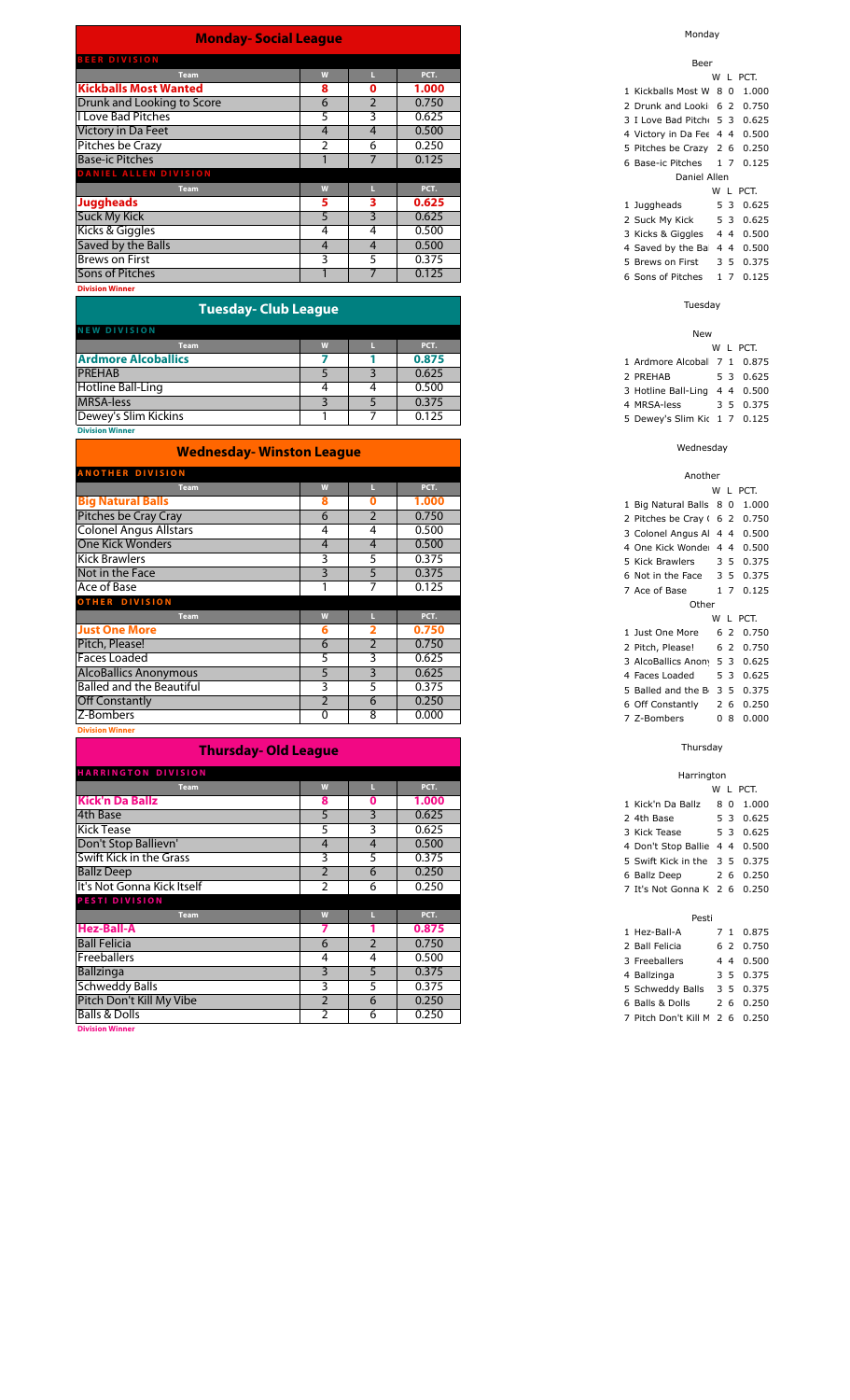## Monday- Social League

| BEER DIVISION | | | |
|---|---|---|---|
| **Team** | **W** | **L** | **PCT.** |
| **Kickballs Most Wanted** | **8** | **0** | **1.000** |
| Drunk and Looking to Score | 6 | 2 | 0.750 |
| I Love Bad Pitches | 5 | 3 | 0.625 |
| Victory in Da Feet | 4 | 4 | 0.500 |
| Pitches be Crazy | 2 | 6 | 0.250 |
| Base-ic Pitches | 1 | 7 | 0.125 |

| DANIEL ALLEN DIVISION | | | |
|---|---|---|---|
| **Team** | **W** | **L** | **PCT.** |
| **Juggheads** | **5** | **3** | **0.625** |
| Suck My Kick | 5 | 3 | 0.625 |
| Kicks & Giggles | 4 | 4 | 0.500 |
| Saved by the Balls | 4 | 4 | 0.500 |
| Brews on First | 3 | 5 | 0.375 |
| Sons of Pitches | 1 | 7 | 0.125 |

**Division Winner**

## Tuesday- Club League

| NEW DIVISION | | | |
|---|---|---|---|
| **Team** | **W** | **L** | **PCT.** |
| **Ardmore Alcoballics** | **7** | **1** | **0.875** |
| PREHAB | 5 | 3 | 0.625 |
| Hotline Ball-Ling | 4 | 4 | 0.500 |
| MRSA-less | 3 | 5 | 0.375 |
| Dewey's Slim Kickins | 1 | 7 | 0.125 |

**Division Winner**

## Wednesday- Winston League

| ANOTHER DIVISION | | | |
|---|---|---|---|
| **Team** | **W** | **L** | **PCT.** |
| **Big Natural Balls** | **8** | **0** | **1.000** |
| Pitches be Cray Cray | 6 | 2 | 0.750 |
| Colonel Angus Allstars | 4 | 4 | 0.500 |
| One Kick Wonders | 4 | 4 | 0.500 |
| Kick Brawlers | 3 | 5 | 0.375 |
| Not in the Face | 3 | 5 | 0.375 |
| Ace of Base | 1 | 7 | 0.125 |

| OTHER DIVISION | | | |
|---|---|---|---|
| **Team** | **W** | **L** | **PCT.** |
| **Just One More** | **6** | **2** | **0.750** |
| Pitch, Please! | 6 | 2 | 0.750 |
| Faces Loaded | 5 | 3 | 0.625 |
| AlcoBallics Anonymous | 5 | 3 | 0.625 |
| Balled and the Beautiful | 3 | 5 | 0.375 |
| Off Constantly | 2 | 6 | 0.250 |
| Z-Bombers | 0 | 8 | 0.000 |

**Division Winner**

## Thursday- Old League

| HARRINGTON DIVISION | | | |
|---|---|---|---|
| **Team** | **W** | **L** | **PCT.** |
| **Kick'n Da Ballz** | **8** | **0** | **1.000** |
| 4th Base | 5 | 3 | 0.625 |
| Kick Tease | 5 | 3 | 0.625 |
| Don't Stop Ballievn' | 4 | 4 | 0.500 |
| Swift Kick in the Grass | 3 | 5 | 0.375 |
| Ballz Deep | 2 | 6 | 0.250 |
| It's Not Gonna Kick Itself | 2 | 6 | 0.250 |

| PESTI DIVISION | | | |
|---|---|---|---|
| **Team** | **W** | **L** | **PCT.** |
| **Hez-Ball-A** | **7** | **1** | **0.875** |
| Ball Felicia | 6 | 2 | 0.750 |
| Freeballers | 4 | 4 | 0.500 |
| Ballzinga | 3 | 5 | 0.375 |
| Schweddy Balls | 3 | 5 | 0.375 |
| Pitch Don't Kill My Vibe | 2 | 6 | 0.250 |
| Balls & Dolls | 2 | 6 | 0.250 |

**Division Winner**

Monday

Beer

| | | W | L | PCT. |
|---|---|---|---|---|
| 1 | Kickballs Most W | 8 | 0 | 1.000 |
| 2 | Drunk and Looki | 6 | 2 | 0.750 |
| 3 | I Love Bad Pitch | 5 | 3 | 0.625 |
| 4 | Victory in Da Fee | 4 | 4 | 0.500 |
| 5 | Pitches be Crazy | 2 | 6 | 0.250 |
| 6 | Base-ic Pitches | 1 | 7 | 0.125 |

Daniel Allen

| | | W | L | PCT. |
|---|---|---|---|---|
| 1 | Juggheads | 5 | 3 | 0.625 |
| 2 | Suck My Kick | 5 | 3 | 0.625 |
| 3 | Kicks & Giggles | 4 | 4 | 0.500 |
| 4 | Saved by the Ba | 4 | 4 | 0.500 |
| 5 | Brews on First | 3 | 5 | 0.375 |
| 6 | Sons of Pitches | 1 | 7 | 0.125 |

Tuesday

New

| | | W | L | PCT. |
|---|---|---|---|---|
| 1 | Ardmore Alcobal | 7 | 1 | 0.875 |
| 2 | PREHAB | 5 | 3 | 0.625 |
| 3 | Hotline Ball-Ling | 4 | 4 | 0.500 |
| 4 | MRSA-less | 3 | 5 | 0.375 |
| 5 | Dewey's Slim Kic | 1 | 7 | 0.125 |

Wednesday

Another

| | | W | L | PCT. |
|---|---|---|---|---|
| 1 | Big Natural Balls | 8 | 0 | 1.000 |
| 2 | Pitches be Cray ( | 6 | 2 | 0.750 |
| 3 | Colonel Angus Al | 4 | 4 | 0.500 |
| 4 | One Kick Wonde | 4 | 4 | 0.500 |
| 5 | Kick Brawlers | 3 | 5 | 0.375 |
| 6 | Not in the Face | 3 | 5 | 0.375 |
| 7 | Ace of Base | 1 | 7 | 0.125 |

Other

| | | W | L | PCT. |
|---|---|---|---|---|
| 1 | Just One More | 6 | 2 | 0.750 |
| 2 | Pitch, Please! | 6 | 2 | 0.750 |
| 3 | AlcoBallics Anon | 5 | 3 | 0.625 |
| 4 | Faces Loaded | 5 | 3 | 0.625 |
| 5 | Balled and the B | 3 | 5 | 0.375 |
| 6 | Off Constantly | 2 | 6 | 0.250 |
| 7 | Z-Bombers | 0 | 8 | 0.000 |

Thursday

Harrington

| | | W | L | PCT. |
|---|---|---|---|---|
| 1 | Kick'n Da Ballz | 8 | 0 | 1.000 |
| 2 | 4th Base | 5 | 3 | 0.625 |
| 3 | Kick Tease | 5 | 3 | 0.625 |
| 4 | Don't Stop Ballie | 4 | 4 | 0.500 |
| 5 | Swift Kick in the | 3 | 5 | 0.375 |
| 6 | Ballz Deep | 2 | 6 | 0.250 |
| 7 | It's Not Gonna K | 2 | 6 | 0.250 |

Pesti

| | | W | L | PCT. |
|---|---|---|---|---|
| 1 | Hez-Ball-A | 7 | 1 | 0.875 |
| 2 | Ball Felicia | 6 | 2 | 0.750 |
| 3 | Freeballers | 4 | 4 | 0.500 |
| 4 | Ballzinga | 3 | 5 | 0.375 |
| 5 | Schweddy Balls | 3 | 5 | 0.375 |
| 6 | Balls & Dolls | 2 | 6 | 0.250 |
| 7 | Pitch Don't Kill M | 2 | 6 | 0.250 |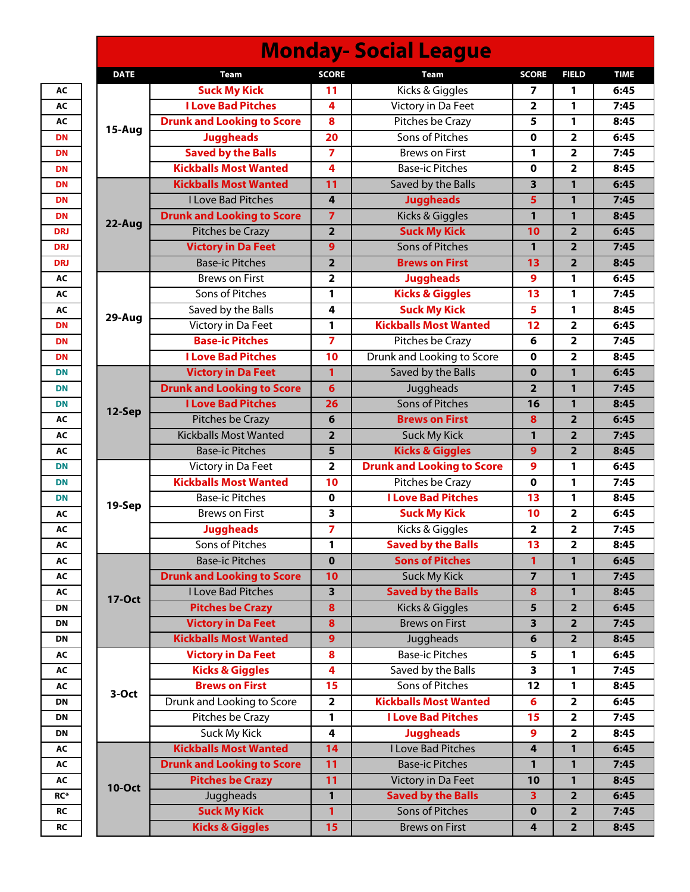# Monday- Social League

| | DATE | Team | SCORE | Team | SCORE | FIELD | TIME |
|---|---|---|---|---|---|---|---|
| AC | 15-Aug | Suck My Kick | 11 | Kicks & Giggles | 7 | 1 | 6:45 |
| AC | | I Love Bad Pitches | 4 | Victory in Da Feet | 2 | 1 | 7:45 |
| AC | | Drunk and Looking to Score | 8 | Pitches be Crazy | 5 | 1 | 8:45 |
| DN | | Juggheads | 20 | Sons of Pitches | 0 | 2 | 6:45 |
| DN | | Saved by the Balls | 7 | Brews on First | 1 | 2 | 7:45 |
| DN | | Kickballs Most Wanted | 4 | Base-ic Pitches | 0 | 2 | 8:45 |
| DN | 22-Aug | Kickballs Most Wanted | 11 | Saved by the Balls | 3 | 1 | 6:45 |
| DN | | I Love Bad Pitches | 4 | Juggheads | 5 | 1 | 7:45 |
| DN | | Drunk and Looking to Score | 7 | Kicks & Giggles | 1 | 1 | 8:45 |
| DRJ | | Pitches be Crazy | 2 | Suck My Kick | 10 | 2 | 6:45 |
| DRJ | | Victory in Da Feet | 9 | Sons of Pitches | 1 | 2 | 7:45 |
| DRJ | | Base-ic Pitches | 2 | Brews on First | 13 | 2 | 8:45 |
| AC | 29-Aug | Brews on First | 2 | Juggheads | 9 | 1 | 6:45 |
| AC | | Sons of Pitches | 1 | Kicks & Giggles | 13 | 1 | 7:45 |
| AC | | Saved by the Balls | 4 | Suck My Kick | 5 | 1 | 8:45 |
| DN | | Victory in Da Feet | 1 | Kickballs Most Wanted | 12 | 2 | 6:45 |
| DN | | Base-ic Pitches | 7 | Pitches be Crazy | 6 | 2 | 7:45 |
| DN | | I Love Bad Pitches | 10 | Drunk and Looking to Score | 0 | 2 | 8:45 |
| DN | 12-Sep | Victory in Da Feet | 1 | Saved by the Balls | 0 | 1 | 6:45 |
| DN | | Drunk and Looking to Score | 6 | Juggheads | 2 | 1 | 7:45 |
| DN | | I Love Bad Pitches | 26 | Sons of Pitches | 16 | 1 | 8:45 |
| AC | | Pitches be Crazy | 6 | Brews on First | 8 | 2 | 6:45 |
| AC | | Kickballs Most Wanted | 2 | Suck My Kick | 1 | 2 | 7:45 |
| AC | | Base-ic Pitches | 5 | Kicks & Giggles | 9 | 2 | 8:45 |
| DN | 19-Sep | Victory in Da Feet | 2 | Drunk and Looking to Score | 9 | 1 | 6:45 |
| DN | | Kickballs Most Wanted | 10 | Pitches be Crazy | 0 | 1 | 7:45 |
| DN | | Base-ic Pitches | 0 | I Love Bad Pitches | 13 | 1 | 8:45 |
| AC | | Brews on First | 3 | Suck My Kick | 10 | 2 | 6:45 |
| AC | | Juggheads | 7 | Kicks & Giggles | 2 | 2 | 7:45 |
| AC | | Sons of Pitches | 1 | Saved by the Balls | 13 | 2 | 8:45 |
| AC | 17-Oct | Base-ic Pitches | 0 | Sons of Pitches | 1 | 1 | 6:45 |
| AC | | Drunk and Looking to Score | 10 | Suck My Kick | 7 | 1 | 7:45 |
| AC | | I Love Bad Pitches | 3 | Saved by the Balls | 8 | 1 | 8:45 |
| DN | | Pitches be Crazy | 8 | Kicks & Giggles | 5 | 2 | 6:45 |
| DN | | Victory in Da Feet | 8 | Brews on First | 3 | 2 | 7:45 |
| DN | | Kickballs Most Wanted | 9 | Juggheads | 6 | 2 | 8:45 |
| AC | 3-Oct | Victory in Da Feet | 8 | Base-ic Pitches | 5 | 1 | 6:45 |
| AC | | Kicks & Giggles | 4 | Saved by the Balls | 3 | 1 | 7:45 |
| AC | | Brews on First | 15 | Sons of Pitches | 12 | 1 | 8:45 |
| DN | | Drunk and Looking to Score | 2 | Kickballs Most Wanted | 6 | 2 | 6:45 |
| DN | | Pitches be Crazy | 1 | I Love Bad Pitches | 15 | 2 | 7:45 |
| DN | | Suck My Kick | 4 | Juggheads | 9 | 2 | 8:45 |
| AC | 10-Oct | Kickballs Most Wanted | 14 | I Love Bad Pitches | 4 | 1 | 6:45 |
| AC | | Drunk and Looking to Score | 11 | Base-ic Pitches | 1 | 1 | 7:45 |
| AC | | Pitches be Crazy | 11 | Victory in Da Feet | 10 | 1 | 8:45 |
| RC* | | Juggheads | 1 | Saved by the Balls | 3 | 2 | 6:45 |
| RC | | Suck My Kick | 1 | Sons of Pitches | 0 | 2 | 7:45 |
| RC | | Kicks & Giggles | 15 | Brews on First | 4 | 2 | 8:45 |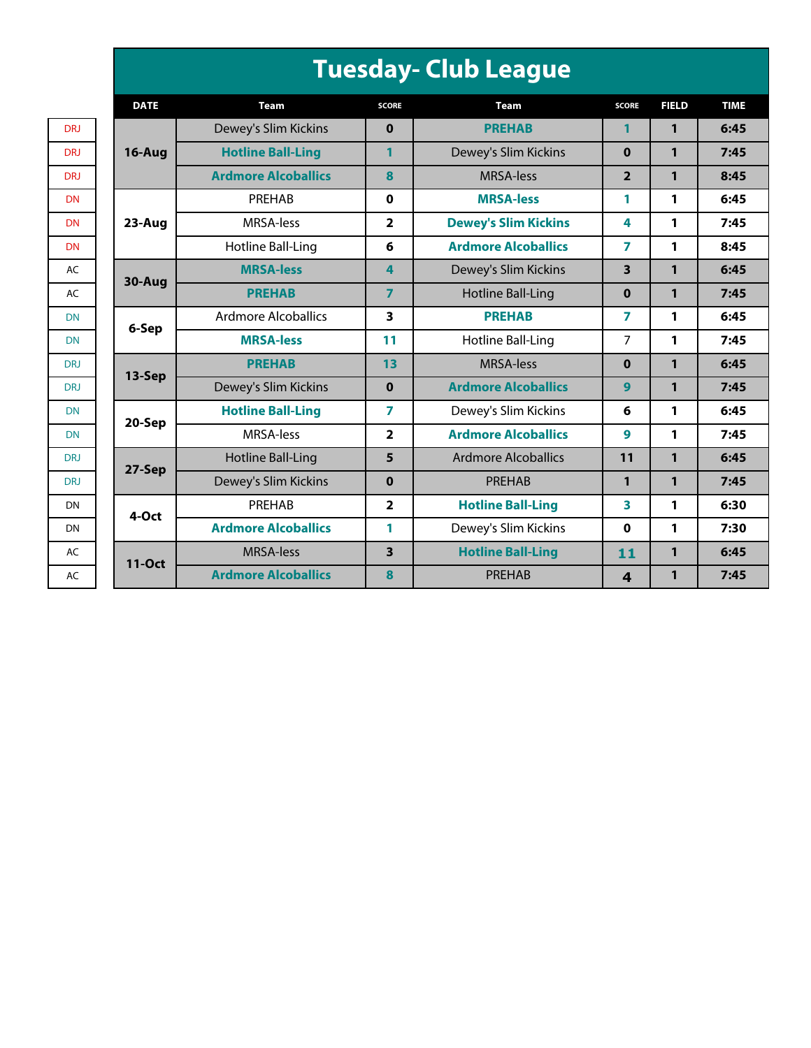# Tuesday- Club League

| | DATE | Team | SCORE | Team | SCORE | FIELD | TIME |
|---|---|---|---|---|---|---|---|
| DRJ | 16-Aug | Dewey's Slim Kickins | 0 | **PREHAB** | 1 | 1 | 6:45 |
| DRJ | | **Hotline Ball-Ling** | 1 | Dewey's Slim Kickins | 0 | 1 | 7:45 |
| DRJ | | **Ardmore Alcoballics** | 8 | MRSA-less | 2 | 1 | 8:45 |
| DN | 23-Aug | PREHAB | 0 | **MRSA-less** | 1 | 1 | 6:45 |
| DN | | MRSA-less | 2 | **Dewey's Slim Kickins** | 4 | 1 | 7:45 |
| DN | | Hotline Ball-Ling | 6 | **Ardmore Alcoballics** | 7 | 1 | 8:45 |
| AC | 30-Aug | **MRSA-less** | 4 | Dewey's Slim Kickins | 3 | 1 | 6:45 |
| AC | | **PREHAB** | 7 | Hotline Ball-Ling | 0 | 1 | 7:45 |
| DN | 6-Sep | Ardmore Alcoballics | 3 | **PREHAB** | 7 | 1 | 6:45 |
| DN | | **MRSA-less** | 11 | Hotline Ball-Ling | 7 | 1 | 7:45 |
| DRJ | 13-Sep | **PREHAB** | 13 | MRSA-less | 0 | 1 | 6:45 |
| DRJ | | Dewey's Slim Kickins | 0 | **Ardmore Alcoballics** | 9 | 1 | 7:45 |
| DN | 20-Sep | **Hotline Ball-Ling** | 7 | Dewey's Slim Kickins | 6 | 1 | 6:45 |
| DN | | MRSA-less | 2 | **Ardmore Alcoballics** | 9 | 1 | 7:45 |
| DRJ | 27-Sep | Hotline Ball-Ling | 5 | Ardmore Alcoballics | 11 | 1 | 6:45 |
| DRJ | | Dewey's Slim Kickins | 0 | PREHAB | 1 | 1 | 7:45 |
| DN | 4-Oct | PREHAB | 2 | **Hotline Ball-Ling** | 3 | 1 | 6:30 |
| DN | | **Ardmore Alcoballics** | 1 | Dewey's Slim Kickins | 0 | 1 | 7:30 |
| AC | 11-Oct | MRSA-less | 3 | **Hotline Ball-Ling** | 11 | 1 | 6:45 |
| AC | | **Ardmore Alcoballics** | 8 | PREHAB | 4 | 1 | 7:45 |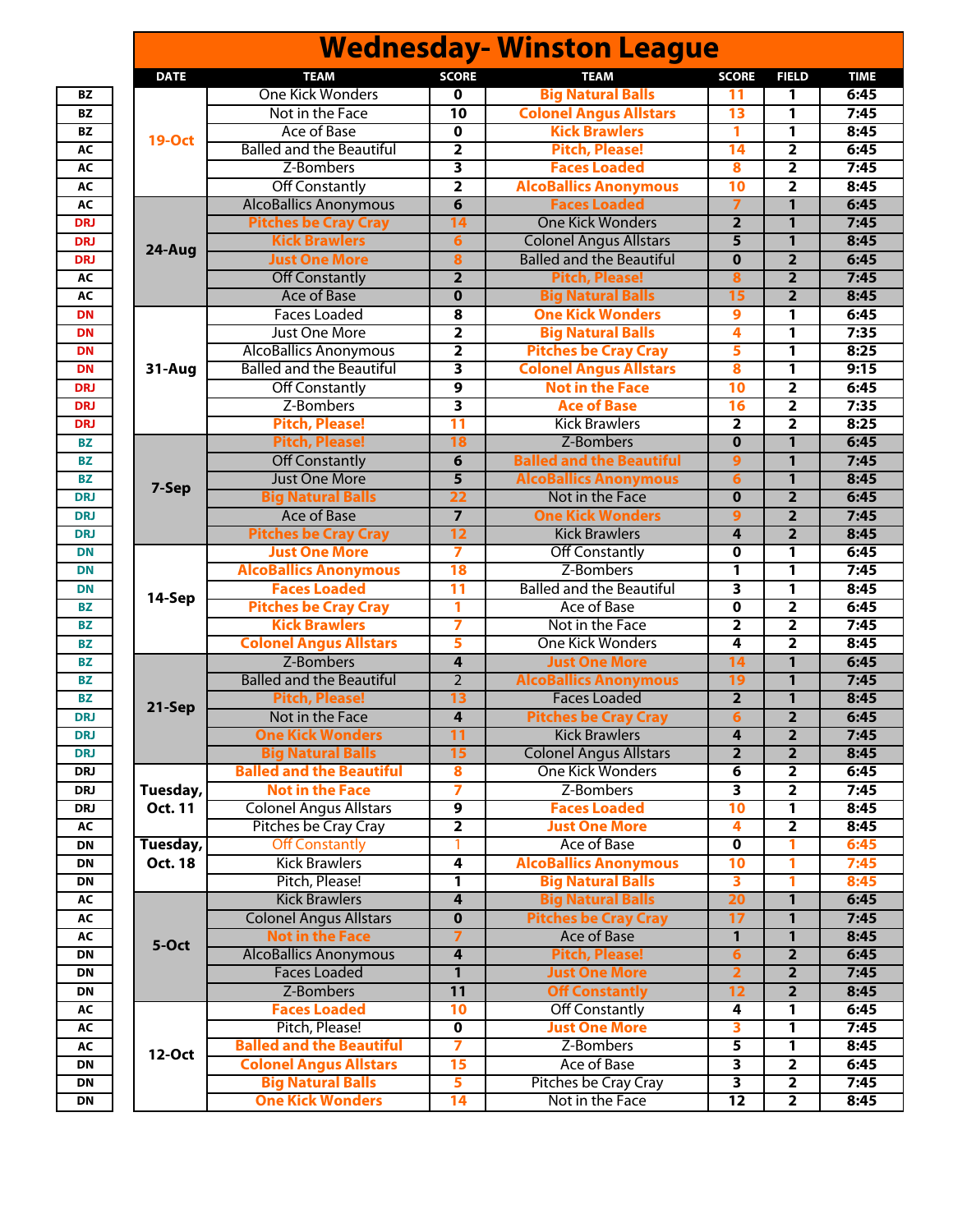# Wednesday- Winston League

| | DATE | TEAM | SCORE | TEAM | SCORE | FIELD | TIME |
|---|---|---|---|---|---|---|---|
| BZ | 19-Oct | One Kick Wonders | 0 | Big Natural Balls | 11 | 1 | 6:45 |
| BZ | | Not in the Face | 10 | Colonel Angus Allstars | 13 | 1 | 7:45 |
| BZ | | Ace of Base | 0 | Kick Brawlers | 1 | 1 | 8:45 |
| AC | | Balled and the Beautiful | 2 | Pitch, Please! | 14 | 2 | 6:45 |
| AC | | Z-Bombers | 3 | Faces Loaded | 8 | 2 | 7:45 |
| AC | | Off Constantly | 2 | AlcoBallics Anonymous | 10 | 2 | 8:45 |
| AC | 24-Aug | AlcoBallics Anonymous | 6 | Faces Loaded | 7 | 1 | 6:45 |
| DRJ | | Pitches be Cray Cray | 14 | One Kick Wonders | 2 | 1 | 7:45 |
| DRJ | | Kick Brawlers | 6 | Colonel Angus Allstars | 5 | 1 | 8:45 |
| DRJ | | Just One More | 8 | Balled and the Beautiful | 0 | 2 | 6:45 |
| AC | | Off Constantly | 2 | Pitch, Please! | 8 | 2 | 7:45 |
| AC | | Ace of Base | 0 | Big Natural Balls | 15 | 2 | 8:45 |
| DN | 31-Aug | Faces Loaded | 8 | One Kick Wonders | 9 | 1 | 6:45 |
| DN | | Just One More | 2 | Big Natural Balls | 4 | 1 | 7:35 |
| DN | | AlcoBallics Anonymous | 2 | Pitches be Cray Cray | 5 | 1 | 8:25 |
| DN | | Balled and the Beautiful | 3 | Colonel Angus Allstars | 8 | 1 | 9:15 |
| DRJ | | Off Constantly | 9 | Not in the Face | 10 | 2 | 6:45 |
| DRJ | | Z-Bombers | 3 | Ace of Base | 16 | 2 | 7:35 |
| DRJ | | Pitch, Please! | 11 | Kick Brawlers | 2 | 2 | 8:25 |
| BZ | 7-Sep | Pitch, Please! | 18 | Z-Bombers | 0 | 1 | 6:45 |
| BZ | | Off Constantly | 6 | Balled and the Beautiful | 9 | 1 | 7:45 |
| BZ | | Just One More | 5 | AlcoBallics Anonymous | 6 | 1 | 8:45 |
| DRJ | | Big Natural Balls | 22 | Not in the Face | 0 | 2 | 6:45 |
| DRJ | | Ace of Base | 7 | One Kick Wonders | 9 | 2 | 7:45 |
| DRJ | | Pitches be Cray Cray | 12 | Kick Brawlers | 4 | 2 | 8:45 |
| DN | 14-Sep | Just One More | 7 | Off Constantly | 0 | 1 | 6:45 |
| DN | | AlcoBallics Anonymous | 18 | Z-Bombers | 1 | 1 | 7:45 |
| DN | | Faces Loaded | 11 | Balled and the Beautiful | 3 | 1 | 8:45 |
| BZ | | Pitches be Cray Cray | 1 | Ace of Base | 0 | 2 | 6:45 |
| BZ | | Kick Brawlers | 7 | Not in the Face | 2 | 2 | 7:45 |
| BZ | | Colonel Angus Allstars | 5 | One Kick Wonders | 4 | 2 | 8:45 |
| BZ | 21-Sep | Z-Bombers | 4 | Just One More | 14 | 1 | 6:45 |
| BZ | | Balled and the Beautiful | 2 | AlcoBallics Anonymous | 19 | 1 | 7:45 |
| BZ | | Pitch, Please! | 13 | Faces Loaded | 2 | 1 | 8:45 |
| DRJ | | Not in the Face | 4 | Pitches be Cray Cray | 6 | 2 | 6:45 |
| DRJ | | One Kick Wonders | 11 | Kick Brawlers | 4 | 2 | 7:45 |
| DRJ | | Big Natural Balls | 15 | Colonel Angus Allstars | 2 | 2 | 8:45 |
| DRJ | Tuesday, Oct. 11 | Balled and the Beautiful | 8 | One Kick Wonders | 6 | 2 | 6:45 |
| DRJ | | Not in the Face | 7 | Z-Bombers | 3 | 2 | 7:45 |
| DRJ | | Colonel Angus Allstars | 9 | Faces Loaded | 10 | 1 | 8:45 |
| AC | | Pitches be Cray Cray | 2 | Just One More | 4 | 2 | 8:45 |
| DN | Tuesday, Oct. 18 | Off Constantly | 1 | Ace of Base | 0 | 1 | 6:45 |
| DN | | Kick Brawlers | 4 | AlcoBallics Anonymous | 10 | 1 | 7:45 |
| DN | | Pitch, Please! | 1 | Big Natural Balls | 3 | 1 | 8:45 |
| AC | 5-Oct | Kick Brawlers | 4 | Big Natural Balls | 20 | 1 | 6:45 |
| AC | | Colonel Angus Allstars | 0 | Pitches be Cray Cray | 17 | 1 | 7:45 |
| AC | | Not in the Face | 7 | Ace of Base | 1 | 1 | 8:45 |
| DN | | AlcoBallics Anonymous | 4 | Pitch, Please! | 6 | 2 | 6:45 |
| DN | | Faces Loaded | 1 | Just One More | 2 | 2 | 7:45 |
| DN | | Z-Bombers | 11 | Off Constantly | 12 | 2 | 8:45 |
| AC | 12-Oct | Faces Loaded | 10 | Off Constantly | 4 | 1 | 6:45 |
| AC | | Pitch, Please! | 0 | Just One More | 3 | 1 | 7:45 |
| AC | | Balled and the Beautiful | 7 | Z-Bombers | 5 | 1 | 8:45 |
| DN | | Colonel Angus Allstars | 15 | Ace of Base | 3 | 2 | 6:45 |
| DN | | Big Natural Balls | 5 | Pitches be Cray Cray | 3 | 2 | 7:45 |
| DN | | One Kick Wonders | 14 | Not in the Face | 12 | 2 | 8:45 |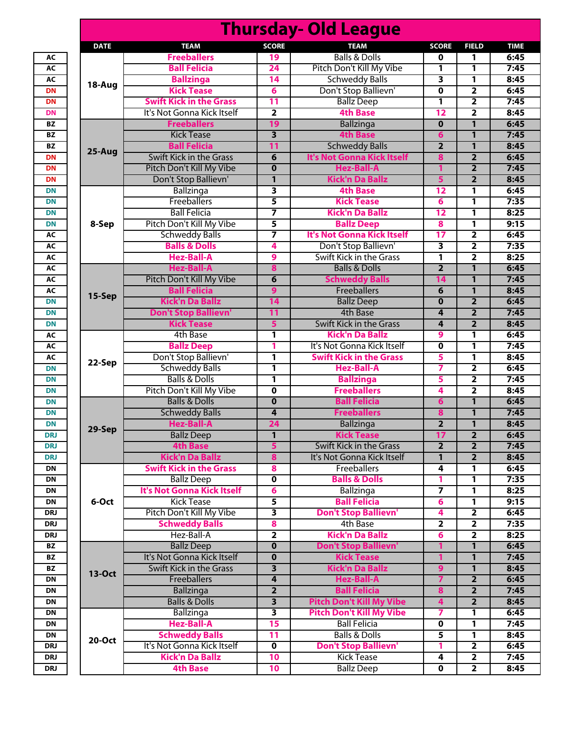# Thursday- Old League

| | DATE | TEAM | SCORE | TEAM | SCORE | FIELD | TIME |
|---|---|---|---|---|---|---|---|
| AC | 18-Aug | **Freeballers** | **19** | Balls & Dolls | 0 | 1 | 6:45 |
| AC | | **Ball Felicia** | **24** | Pitch Don't Kill My Vibe | 1 | 1 | 7:45 |
| AC | | **Ballzinga** | **14** | Schweddy Balls | 3 | 1 | 8:45 |
| DN | | **Kick Tease** | **6** | Don't Stop Ballievn' | 0 | 2 | 6:45 |
| DN | | **Swift Kick in the Grass** | **11** | Ballz Deep | 1 | 2 | 7:45 |
| DN | | It's Not Gonna Kick Itself | 2 | **4th Base** | **12** | 2 | 8:45 |
| BZ | 25-Aug | **Freeballers** | **19** | Ballzinga | 0 | 1 | 6:45 |
| BZ | | Kick Tease | 3 | **4th Base** | **6** | 1 | 7:45 |
| BZ | | **Ball Felicia** | **11** | Schweddy Balls | 2 | 1 | 8:45 |
| DN | | Swift Kick in the Grass | 6 | **It's Not Gonna Kick Itself** | **8** | 2 | 6:45 |
| DN | | Pitch Don't Kill My Vibe | 0 | **Hez-Ball-A** | **1** | 2 | 7:45 |
| DN | | Don't Stop Ballievn' | 1 | **Kick'n Da Ballz** | **5** | 2 | 8:45 |
| DN | 8-Sep | Ballzinga | 3 | **4th Base** | **12** | 1 | 6:45 |
| DN | | Freeballers | 5 | **Kick Tease** | **6** | 1 | 7:35 |
| DN | | Ball Felicia | 7 | **Kick'n Da Ballz** | **12** | 1 | 8:25 |
| DN | | Pitch Don't Kill My Vibe | 5 | **Ballz Deep** | **8** | 1 | 9:15 |
| AC | | Schweddy Balls | 7 | **It's Not Gonna Kick Itself** | **17** | 2 | 6:45 |
| AC | | **Balls & Dolls** | **4** | Don't Stop Ballievn' | 3 | 2 | 7:35 |
| AC | | **Hez-Ball-A** | **9** | Swift Kick in the Grass | 1 | 2 | 8:25 |
| AC | 15-Sep | **Hez-Ball-A** | **8** | Balls & Dolls | 2 | 1 | 6:45 |
| AC | | Pitch Don't Kill My Vibe | 6 | **Schweddy Balls** | **14** | 1 | 7:45 |
| AC | | **Ball Felicia** | **9** | Freeballers | 6 | 1 | 8:45 |
| DN | | **Kick'n Da Ballz** | **14** | Ballz Deep | 0 | 2 | 6:45 |
| DN | | **Don't Stop Ballievn'** | **11** | 4th Base | 4 | 2 | 7:45 |
| DN | | **Kick Tease** | **5** | Swift Kick in the Grass | 4 | 2 | 8:45 |
| AC | 22-Sep | 4th Base | 1 | **Kick'n Da Ballz** | **9** | 1 | 6:45 |
| AC | | **Ballz Deep** | **1** | It's Not Gonna Kick Itself | 0 | 1 | 7:45 |
| AC | | Don't Stop Ballievn' | 1 | **Swift Kick in the Grass** | **5** | 1 | 8:45 |
| DN | | Schweddy Balls | 1 | **Hez-Ball-A** | **7** | 2 | 6:45 |
| DN | | Balls & Dolls | 1 | **Ballzinga** | **5** | 2 | 7:45 |
| DN | | Pitch Don't Kill My Vibe | 0 | **Freeballers** | **4** | 2 | 8:45 |
| DN | 29-Sep | Balls & Dolls | 0 | **Ball Felicia** | **6** | 1 | 6:45 |
| DN | | Schweddy Balls | 4 | **Freeballers** | **8** | 1 | 7:45 |
| DN | | **Hez-Ball-A** | **24** | Ballzinga | 2 | 1 | 8:45 |
| DRJ | | Ballz Deep | 1 | **Kick Tease** | **17** | 2 | 6:45 |
| DRJ | | **4th Base** | **5** | Swift Kick in the Grass | 2 | 2 | 7:45 |
| DRJ | | **Kick'n Da Ballz** | **8** | It's Not Gonna Kick Itself | 1 | 2 | 8:45 |
| DN | 6-Oct | **Swift Kick in the Grass** | **8** | Freeballers | 4 | 1 | 6:45 |
| DN | | Ballz Deep | 0 | **Balls & Dolls** | **1** | 1 | 7:35 |
| DN | | **It's Not Gonna Kick Itself** | **6** | Ballzinga | 7 | 1 | 8:25 |
| DN | | Kick Tease | 5 | **Ball Felicia** | **6** | 1 | 9:15 |
| DRJ | | Pitch Don't Kill My Vibe | 3 | **Don't Stop Ballievn'** | **4** | 2 | 6:45 |
| DRJ | | **Schweddy Balls** | **8** | 4th Base | 2 | 2 | 7:35 |
| DRJ | | Hez-Ball-A | 2 | **Kick'n Da Ballz** | **6** | 2 | 8:25 |
| BZ | 13-Oct | Ballz Deep | 0 | **Don't Stop Ballievn'** | **1** | 1 | 6:45 |
| BZ | | It's Not Gonna Kick Itself | 0 | **Kick Tease** | **1** | 1 | 7:45 |
| BZ | | Swift Kick in the Grass | 3 | **Kick'n Da Ballz** | **9** | 1 | 8:45 |
| DN | | Freeballers | 4 | **Hez-Ball-A** | **7** | 2 | 6:45 |
| DN | | Ballzinga | 2 | **Ball Felicia** | **8** | 2 | 7:45 |
| DN | | Balls & Dolls | 3 | **Pitch Don't Kill My Vibe** | **4** | 2 | 8:45 |
| DN | 20-Oct | Ballzinga | 3 | **Pitch Don't Kill My Vibe** | **7** | 1 | 6:45 |
| DN | | **Hez-Ball-A** | **15** | Ball Felicia | 0 | 1 | 7:45 |
| DN | | **Schweddy Balls** | **11** | Balls & Dolls | 5 | 1 | 8:45 |
| DRJ | | It's Not Gonna Kick Itself | 0 | **Don't Stop Ballievn'** | **1** | 2 | 6:45 |
| DRJ | | **Kick'n Da Ballz** | **10** | Kick Tease | 4 | 2 | 7:45 |
| DRJ | | **4th Base** | **10** | Ballz Deep | 0 | 2 | 8:45 |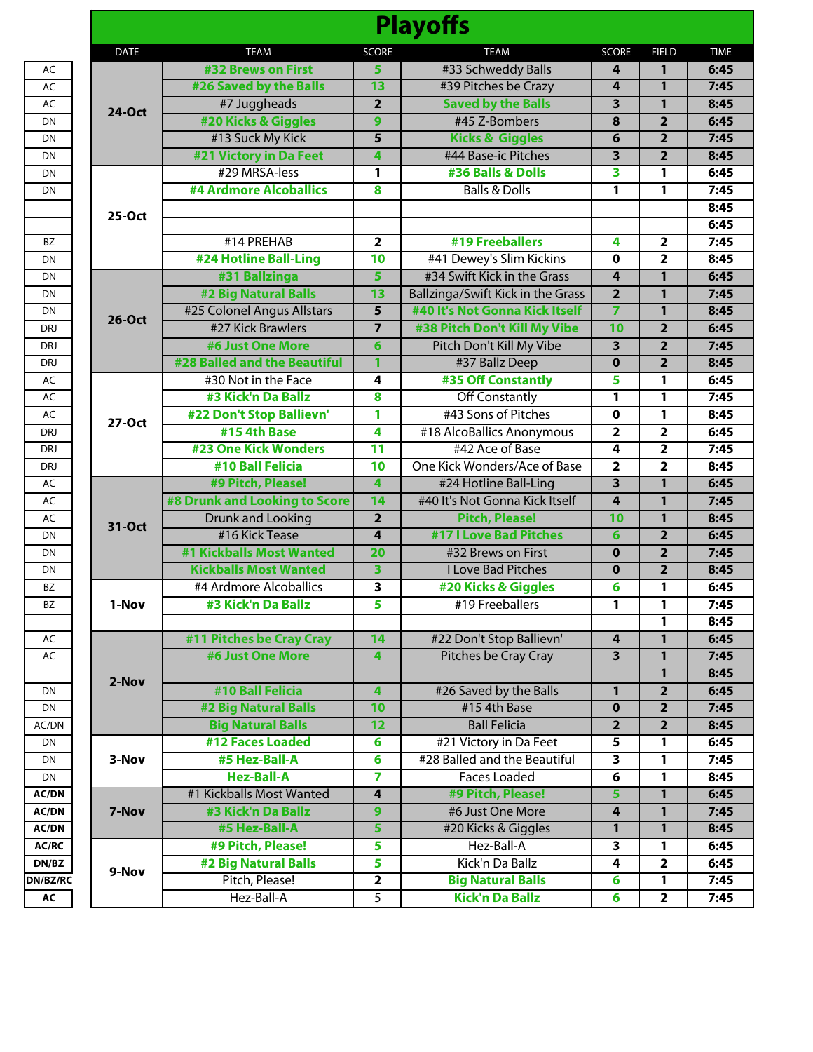# Playoffs

| | DATE | TEAM | SCORE | TEAM | SCORE | FIELD | TIME |
|---|---|---|---|---|---|---|---|
| AC | 24-Oct | #32 Brews on First | 5 | #33 Schweddy Balls | 4 | 1 | 6:45 |
| AC | | #26 Saved by the Balls | 13 | #39 Pitches be Crazy | 4 | 1 | 7:45 |
| AC | | #7 Juggheads | 2 | Saved by the Balls | 3 | 1 | 8:45 |
| DN | | #20 Kicks & Giggles | 9 | #45 Z-Bombers | 8 | 2 | 6:45 |
| DN | | #13 Suck My Kick | 5 | Kicks & Giggles | 6 | 2 | 7:45 |
| DN | | #21 Victory in Da Feet | 4 | #44 Base-ic Pitches | 3 | 2 | 8:45 |
| DN | 25-Oct | #29 MRSA-less | 1 | #36 Balls & Dolls | 3 | 1 | 6:45 |
| DN | | #4 Ardmore Alcoballics | 8 | Balls & Dolls | 1 | 1 | 7:45 |
| | | | | | | | 8:45 |
| | | | | | | | 6:45 |
| BZ | | #14 PREHAB | 2 | #19 Freeballers | 4 | 2 | 7:45 |
| DN | | #24 Hotline Ball-Ling | 10 | #41 Dewey's Slim Kickins | 0 | 2 | 8:45 |
| DN | 26-Oct | #31 Ballzinga | 5 | #34 Swift Kick in the Grass | 4 | 1 | 6:45 |
| DN | | #2 Big Natural Balls | 13 | Ballzinga/Swift Kick in the Grass | 2 | 1 | 7:45 |
| DN | | #25 Colonel Angus Allstars | 5 | #40 It's Not Gonna Kick Itself | 7 | 1 | 8:45 |
| DRJ | | #27 Kick Brawlers | 7 | #38 Pitch Don't Kill My Vibe | 10 | 2 | 6:45 |
| DRJ | | #6 Just One More | 6 | Pitch Don't Kill My Vibe | 3 | 2 | 7:45 |
| DRJ | | #28 Balled and the Beautiful | 1 | #37 Ballz Deep | 0 | 2 | 8:45 |
| AC | 27-Oct | #30 Not in the Face | 4 | #35 Off Constantly | 5 | 1 | 6:45 |
| AC | | #3 Kick'n Da Ballz | 8 | Off Constantly | 1 | 1 | 7:45 |
| AC | | #22 Don't Stop Ballievn' | 1 | #43 Sons of Pitches | 0 | 1 | 8:45 |
| DRJ | | #15 4th Base | 4 | #18 AlcoBallics Anonymous | 2 | 2 | 6:45 |
| DRJ | | #23 One Kick Wonders | 11 | #42 Ace of Base | 4 | 2 | 7:45 |
| DRJ | | #10 Ball Felicia | 10 | One Kick Wonders/Ace of Base | 2 | 2 | 8:45 |
| AC | 31-Oct | #9 Pitch, Please! | 4 | #24 Hotline Ball-Ling | 3 | 1 | 6:45 |
| AC | | #8 Drunk and Looking to Score | 14 | #40 It's Not Gonna Kick Itself | 4 | 1 | 7:45 |
| AC | | Drunk and Looking | 2 | Pitch, Please! | 10 | 1 | 8:45 |
| DN | | #16 Kick Tease | 4 | #17 I Love Bad Pitches | 6 | 2 | 6:45 |
| DN | | #1 Kickballs Most Wanted | 20 | #32 Brews on First | 0 | 2 | 7:45 |
| DN | | Kickballs Most Wanted | 3 | I Love Bad Pitches | 0 | 2 | 8:45 |
| BZ | 1-Nov | #4 Ardmore Alcoballics | 3 | #20 Kicks & Giggles | 6 | 1 | 6:45 |
| BZ | | #3 Kick'n Da Ballz | 5 | #19 Freeballers | 1 | 1 | 7:45 |
| | | | | | | 1 | 8:45 |
| AC | 2-Nov | #11 Pitches be Cray Cray | 14 | #22 Don't Stop Ballievn' | 4 | 1 | 6:45 |
| AC | | #6 Just One More | 4 | Pitches be Cray Cray | 3 | 1 | 7:45 |
| | | | | | | 1 | 8:45 |
| DN | | #10 Ball Felicia | 4 | #26 Saved by the Balls | 1 | 2 | 6:45 |
| DN | | #2 Big Natural Balls | 10 | #15 4th Base | 0 | 2 | 7:45 |
| AC/DN | | Big Natural Balls | 12 | Ball Felicia | 2 | 2 | 8:45 |
| DN | 3-Nov | #12 Faces Loaded | 6 | #21 Victory in Da Feet | 5 | 1 | 6:45 |
| DN | | #5 Hez-Ball-A | 6 | #28 Balled and the Beautiful | 3 | 1 | 7:45 |
| DN | | Hez-Ball-A | 7 | Faces Loaded | 6 | 1 | 8:45 |
| AC/DN | 7-Nov | #1 Kickballs Most Wanted | 4 | #9 Pitch, Please! | 5 | 1 | 6:45 |
| AC/DN | | #3 Kick'n Da Ballz | 9 | #6 Just One More | 4 | 1 | 7:45 |
| AC/DN | | #5 Hez-Ball-A | 5 | #20 Kicks & Giggles | 1 | 1 | 8:45 |
| AC/RC | 9-Nov | #9 Pitch, Please! | 5 | Hez-Ball-A | 3 | 1 | 6:45 |
| DN/BZ | | #2 Big Natural Balls | 5 | Kick'n Da Ballz | 4 | 2 | 6:45 |
| DN/BZ/RC | | Pitch, Please! | 2 | Big Natural Balls | 6 | 1 | 7:45 |
| AC | | Hez-Ball-A | 5 | Kick'n Da Ballz | 6 | 2 | 7:45 |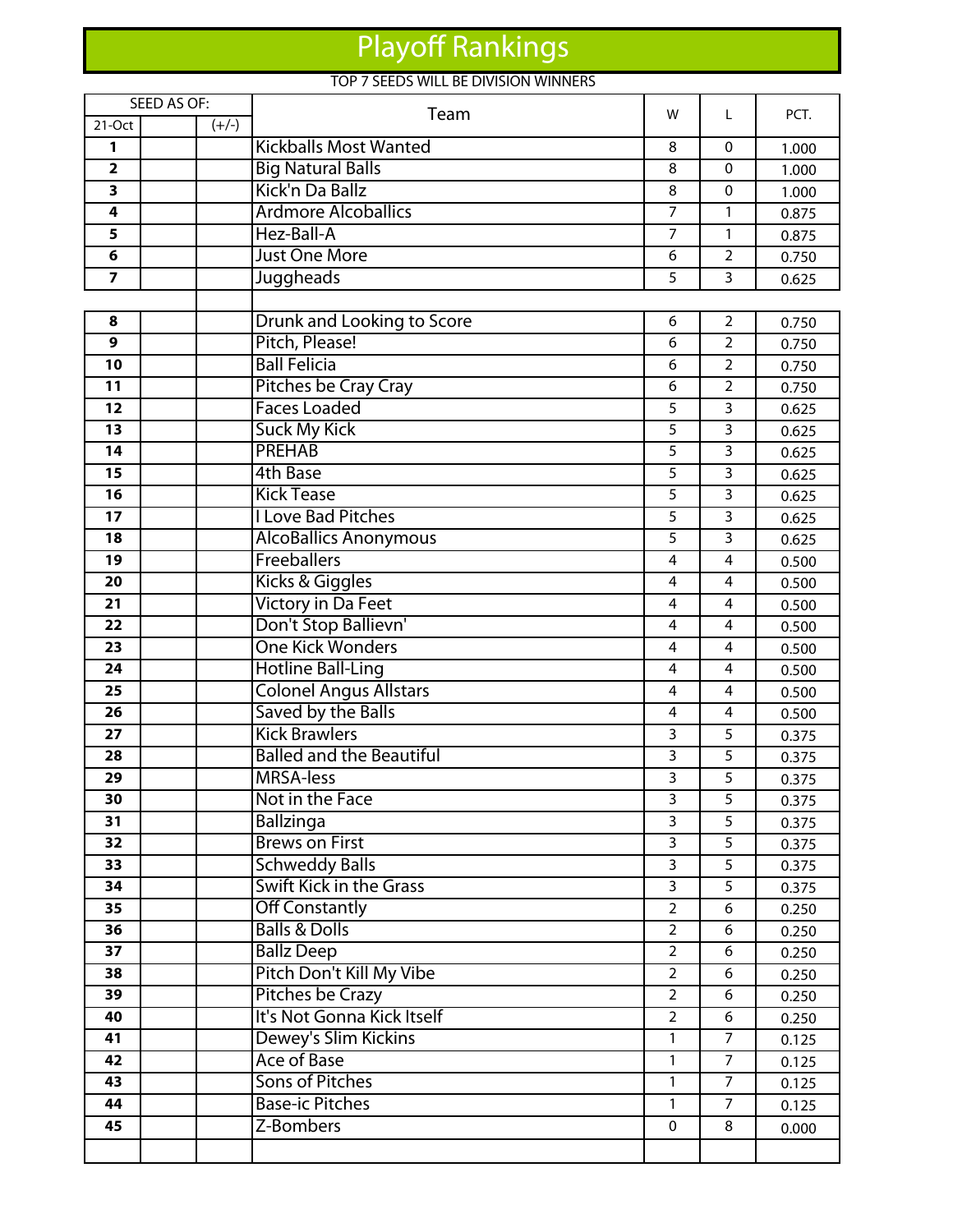# Playoff Rankings

TOP 7 SEEDS WILL BE DIVISION WINNERS

| SEED AS OF: | | | Team | W | L | PCT. |
|---|---|---|---|---|---|---|
| 21-Oct | | (+/-) | | | | |
| 1 | | | Kickballs Most Wanted | 8 | 0 | 1.000 |
| 2 | | | Big Natural Balls | 8 | 0 | 1.000 |
| 3 | | | Kick'n Da Ballz | 8 | 0 | 1.000 |
| 4 | | | Ardmore Alcoballics | 7 | 1 | 0.875 |
| 5 | | | Hez-Ball-A | 7 | 1 | 0.875 |
| 6 | | | Just One More | 6 | 2 | 0.750 |
| 7 | | | Juggheads | 5 | 3 | 0.625 |
| | | | | | | |
| 8 | | | Drunk and Looking to Score | 6 | 2 | 0.750 |
| 9 | | | Pitch, Please! | 6 | 2 | 0.750 |
| 10 | | | Ball Felicia | 6 | 2 | 0.750 |
| 11 | | | Pitches be Cray Cray | 6 | 2 | 0.750 |
| 12 | | | Faces Loaded | 5 | 3 | 0.625 |
| 13 | | | Suck My Kick | 5 | 3 | 0.625 |
| 14 | | | PREHAB | 5 | 3 | 0.625 |
| 15 | | | 4th Base | 5 | 3 | 0.625 |
| 16 | | | Kick Tease | 5 | 3 | 0.625 |
| 17 | | | I Love Bad Pitches | 5 | 3 | 0.625 |
| 18 | | | AlcoBallics Anonymous | 5 | 3 | 0.625 |
| 19 | | | Freeballers | 4 | 4 | 0.500 |
| 20 | | | Kicks & Giggles | 4 | 4 | 0.500 |
| 21 | | | Victory in Da Feet | 4 | 4 | 0.500 |
| 22 | | | Don't Stop Ballievn' | 4 | 4 | 0.500 |
| 23 | | | One Kick Wonders | 4 | 4 | 0.500 |
| 24 | | | Hotline Ball-Ling | 4 | 4 | 0.500 |
| 25 | | | Colonel Angus Allstars | 4 | 4 | 0.500 |
| 26 | | | Saved by the Balls | 4 | 4 | 0.500 |
| 27 | | | Kick Brawlers | 3 | 5 | 0.375 |
| 28 | | | Balled and the Beautiful | 3 | 5 | 0.375 |
| 29 | | | MRSA-less | 3 | 5 | 0.375 |
| 30 | | | Not in the Face | 3 | 5 | 0.375 |
| 31 | | | Ballzinga | 3 | 5 | 0.375 |
| 32 | | | Brews on First | 3 | 5 | 0.375 |
| 33 | | | Schweddy Balls | 3 | 5 | 0.375 |
| 34 | | | Swift Kick in the Grass | 3 | 5 | 0.375 |
| 35 | | | Off Constantly | 2 | 6 | 0.250 |
| 36 | | | Balls & Dolls | 2 | 6 | 0.250 |
| 37 | | | Ballz Deep | 2 | 6 | 0.250 |
| 38 | | | Pitch Don't Kill My Vibe | 2 | 6 | 0.250 |
| 39 | | | Pitches be Crazy | 2 | 6 | 0.250 |
| 40 | | | It's Not Gonna Kick Itself | 2 | 6 | 0.250 |
| 41 | | | Dewey's Slim Kickins | 1 | 7 | 0.125 |
| 42 | | | Ace of Base | 1 | 7 | 0.125 |
| 43 | | | Sons of Pitches | 1 | 7 | 0.125 |
| 44 | | | Base-ic Pitches | 1 | 7 | 0.125 |
| 45 | | | Z-Bombers | 0 | 8 | 0.000 |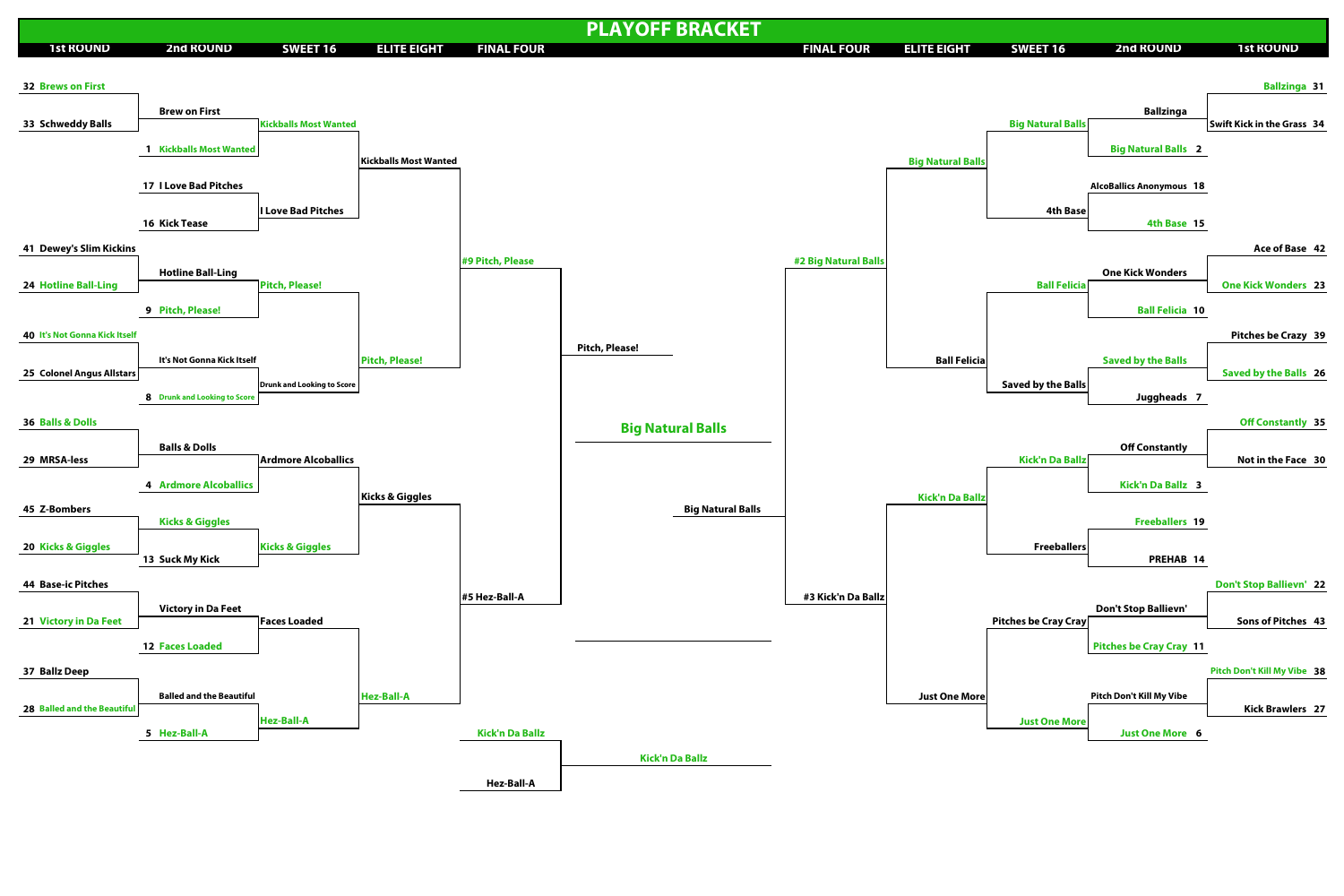# PLAYOFF BRACKET

1st ROUND | 2nd ROUND | SWEET 16 | ELITE EIGHT | FINAL FOUR | | FINAL FOUR | ELITE EIGHT | SWEET 16 | 2nd ROUND | 1st ROUND

## Left Side

**1st Round**
- 32 Brews on First
- 33 Schweddy Balls
- 41 Dewey's Slim Kickins
- 24 Hotline Ball-Ling
- 40 It's Not Gonna Kick Itself
- 25 Colonel Angus Allstars
- 36 Balls & Dolls
- 29 MRSA-less
- 45 Z-Bombers
- 20 Kicks & Giggles
- 44 Base-ic Pitches
- 21 Victory in Da Feet
- 37 Ballz Deep
- 28 Balled and the Beautiful

**2nd Round**
- Brew on First
- 1 Kickballs Most Wanted
- 17 I Love Bad Pitches
- 16 Kick Tease
- Hotline Ball-Ling
- 9 Pitch, Please!
- It's Not Gonna Kick Itself
- 8 Drunk and Looking to Score
- Balls & Dolls
- 4 Ardmore Alcoballics
- Kicks & Giggles
- 13 Suck My Kick
- Victory in Da Feet
- 12 Faces Loaded
- Balled and the Beautiful
- 5 Hez-Ball-A

**Sweet 16**
- Kickballs Most Wanted
- I Love Bad Pitches
- Pitch, Please!
- Drunk and Looking to Score
- Ardmore Alcoballics
- Kicks & Giggles
- Faces Loaded
- Hez-Ball-A

**Elite Eight**
- Kickballs Most Wanted
- Pitch, Please!
- Kicks & Giggles
- Hez-Ball-A

**Final Four**
- #9 Pitch, Please
- #5 Hez-Ball-A

## Right Side

**1st Round**
- Ballzinga 31
- Swift Kick in the Grass 34
- Ace of Base 42
- One Kick Wonders 23
- Pitches be Crazy 39
- Saved by the Balls 26
- Off Constantly 35
- Not in the Face 30
- Don't Stop Ballievn' 22
- Sons of Pitches 43
- Pitch Don't Kill My Vibe 38
- Kick Brawlers 27

**2nd Round**
- Ballzinga
- Big Natural Balls 2
- AlcoBallics Anonymous 18
- 4th Base 15
- One Kick Wonders
- Ball Felicia 10
- Saved by the Balls
- Juggheads 7
- Off Constantly
- Kick'n Da Ballz 3
- Freeballers 19
- PREHAB 14
- Don't Stop Ballievn'
- Pitches be Cray Cray 11
- Pitch Don't Kill My Vibe
- Just One More 6

**Sweet 16**
- Big Natural Balls
- 4th Base
- Ball Felicia
- Saved by the Balls
- Kick'n Da Ballz
- Freeballers
- Pitches be Cray Cray
- Just One More

**Elite Eight**
- Big Natural Balls
- Ball Felicia
- Kick'n Da Ballz
- Just One More

**Final Four**
- #2 Big Natural Balls
- #3 Kick'n Da Ballz

## Championship

- Pitch, Please!
- Big Natural Balls

**Champion: Big Natural Balls**

## Third Place

- Kick'n Da Ballz
- Hez-Ball-A

**Kick'n Da Ballz**